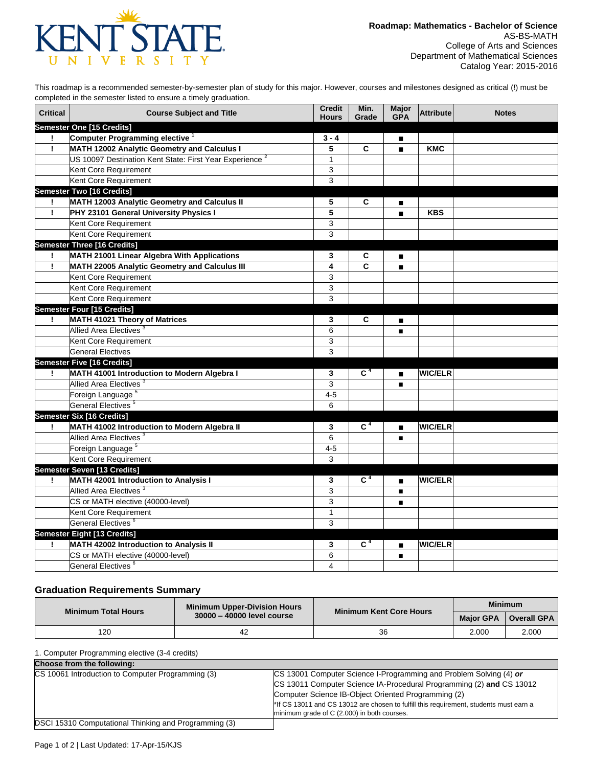**Roadmap: Mathematics - Bachelor of Science**
AS-BS-MATH
College of Arts and Sciences
Department of Mathematical Sciences
Catalog Year: 2015-2016

This roadmap is a recommended semester-by-semester plan of study for this major. However, courses and milestones designed as critical (!) must be completed in the semester listed to ensure a timely graduation.

| Critical | Course Subject and Title | Credit Hours | Min. Grade | Major GPA | Attribute | Notes |
|---|---|---|---|---|---|---|
| **Semester One [15 Credits]** | | | | | | |
| ! | **Computer Programming elective** [1] | **3 - 4** | | ■ | | |
| ! | **MATH 12002 Analytic Geometry and Calculus I** | **5** | **C** | ■ | **KMC** | |
| | US 10097 Destination Kent State: First Year Experience [2] | 1 | | | | |
| | Kent Core Requirement | 3 | | | | |
| | Kent Core Requirement | 3 | | | | |
| **Semester Two [16 Credits]** | | | | | | |
| ! | **MATH 12003 Analytic Geometry and Calculus II** | **5** | **C** | ■ | | |
| ! | **PHY 23101 General University Physics I** | **5** | | ■ | **KBS** | |
| | Kent Core Requirement | 3 | | | | |
| | Kent Core Requirement | 3 | | | | |
| **Semester Three [16 Credits]** | | | | | | |
| ! | **MATH 21001 Linear Algebra With Applications** | **3** | **C** | ■ | | |
| ! | **MATH 22005 Analytic Geometry and Calculus III** | **4** | **C** | ■ | | |
| | Kent Core Requirement | 3 | | | | |
| | Kent Core Requirement | 3 | | | | |
| | Kent Core Requirement | 3 | | | | |
| **Semester Four [15 Credits]** | | | | | | |
| ! | **MATH 41021 Theory of Matrices** | **3** | **C** | ■ | | |
| | Allied Area Electives [3] | 6 | | ■ | | |
| | Kent Core Requirement | 3 | | | | |
| | General Electives | 3 | | | | |
| **Semester Five [16 Credits]** | | | | | | |
| ! | **MATH 41001 Introduction to Modern Algebra I** | **3** | **C** [4] | ■ | **WIC/ELR** | |
| | Allied Area Electives [3] | 3 | | ■ | | |
| | Foreign Language [5] | 4-5 | | | | |
| | General Electives [5] | 6 | | | | |
| **Semester Six [16 Credits]** | | | | | | |
| ! | **MATH 41002 Introduction to Modern Algebra II** | **3** | **C** [4] | ■ | **WIC/ELR** | |
| | Allied Area Electives [3] | 6 | | ■ | | |
| | Foreign Language [5] | 4-5 | | | | |
| | Kent Core Requirement | 3 | | | | |
| **Semester Seven [13 Credits]** | | | | | | |
| ! | **MATH 42001 Introduction to Analysis I** | **3** | **C** [4] | ■ | **WIC/ELR** | |
| | Allied Area Electives [3] | 3 | | ■ | | |
| | CS or MATH elective (40000-level) | 3 | | ■ | | |
| | Kent Core Requirement | 1 | | | | |
| | General Electives [6] | 3 | | | | |
| **Semester Eight [13 Credits]** | | | | | | |
| ! | **MATH 42002 Introduction to Analysis II** | **3** | **C** [4] | ■ | **WIC/ELR** | |
| | CS or MATH elective (40000-level) | 6 | | ■ | | |
| | General Electives [6] | 4 | | | | |

## Graduation Requirements Summary

| Minimum Total Hours | Minimum Upper-Division Hours 30000 – 40000 level course | Minimum Kent Core Hours | Minimum Major GPA | Minimum Overall GPA |
|---|---|---|---|---|
| 120 | 42 | 36 | 2.000 | 2.000 |

1. Computer Programming elective (3-4 credits)

| Choose from the following: | |
|---|---|
| CS 10061 Introduction to Computer Programming (3) | CS 13001 Computer Science I-Programming and Problem Solving (4) ***or*** CS 13011 Computer Science IA-Procedural Programming (2) **and** CS 13012 Computer Science IB-Object Oriented Programming (2) *If CS 13011 and CS 13012 are chosen to fulfill this requirement, students must earn a minimum grade of C (2.000) in both courses. |
| DSCI 15310 Computational Thinking and Programming (3) | |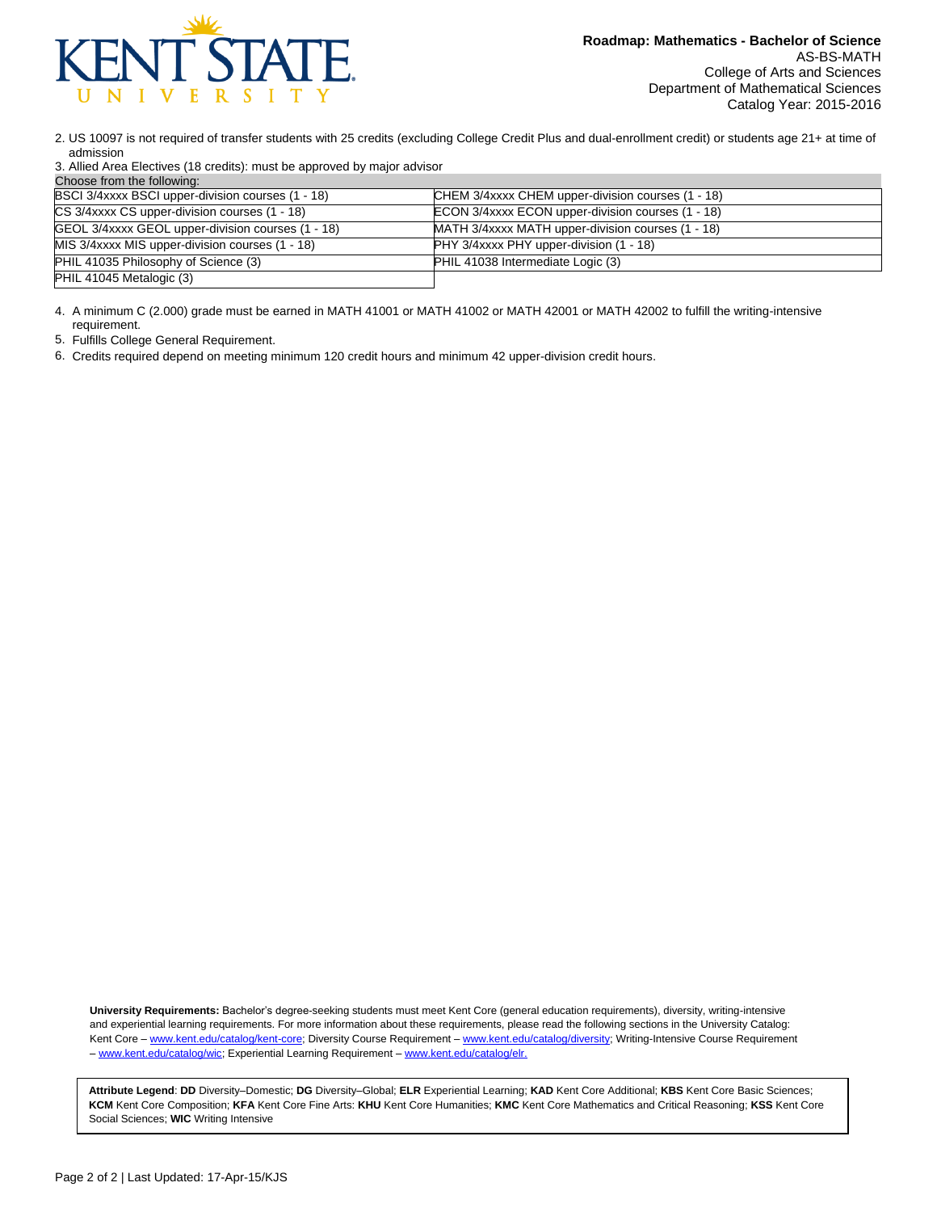2. US 10097 is not required of transfer students with 25 credits (excluding College Credit Plus and dual-enrollment credit) or students age 21+ at time of admission
3. Allied Area Electives (18 credits): must be approved by major advisor

| Choose from the following: | |
|---|---|
| BSCI 3/4xxxx BSCI upper-division courses (1 - 18) | CHEM 3/4xxxx CHEM upper-division courses (1 - 18) |
| CS 3/4xxxx CS upper-division courses (1 - 18) | ECON 3/4xxxx ECON upper-division courses (1 - 18) |
| GEOL 3/4xxxx GEOL upper-division courses (1 - 18) | MATH 3/4xxxx MATH upper-division courses (1 - 18) |
| MIS 3/4xxxx MIS upper-division courses (1 - 18) | PHY 3/4xxxx PHY upper-division (1 - 18) |
| PHIL 41035 Philosophy of Science (3) | PHIL 41038 Intermediate Logic (3) |
| PHIL 41045 Metalogic (3) | |

4. A minimum C (2.000) grade must be earned in MATH 41001 or MATH 41002 or MATH 42001 or MATH 42002 to fulfill the writing-intensive requirement.
5. Fulfills College General Requirement.
6. Credits required depend on meeting minimum 120 credit hours and minimum 42 upper-division credit hours.

**University Requirements:** Bachelor's degree-seeking students must meet Kent Core (general education requirements), diversity, writing-intensive and experiential learning requirements. For more information about these requirements, please read the following sections in the University Catalog: Kent Core – www.kent.edu/catalog/kent-core; Diversity Course Requirement – www.kent.edu/catalog/diversity; Writing-Intensive Course Requirement – www.kent.edu/catalog/wic; Experiential Learning Requirement – www.kent.edu/catalog/elr.

**Attribute Legend**: **DD** Diversity–Domestic; **DG** Diversity–Global; **ELR** Experiential Learning; **KAD** Kent Core Additional; **KBS** Kent Core Basic Sciences; **KCM** Kent Core Composition; **KFA** Kent Core Fine Arts: **KHU** Kent Core Humanities; **KMC** Kent Core Mathematics and Critical Reasoning; **KSS** Kent Core Social Sciences; **WIC** Writing Intensive